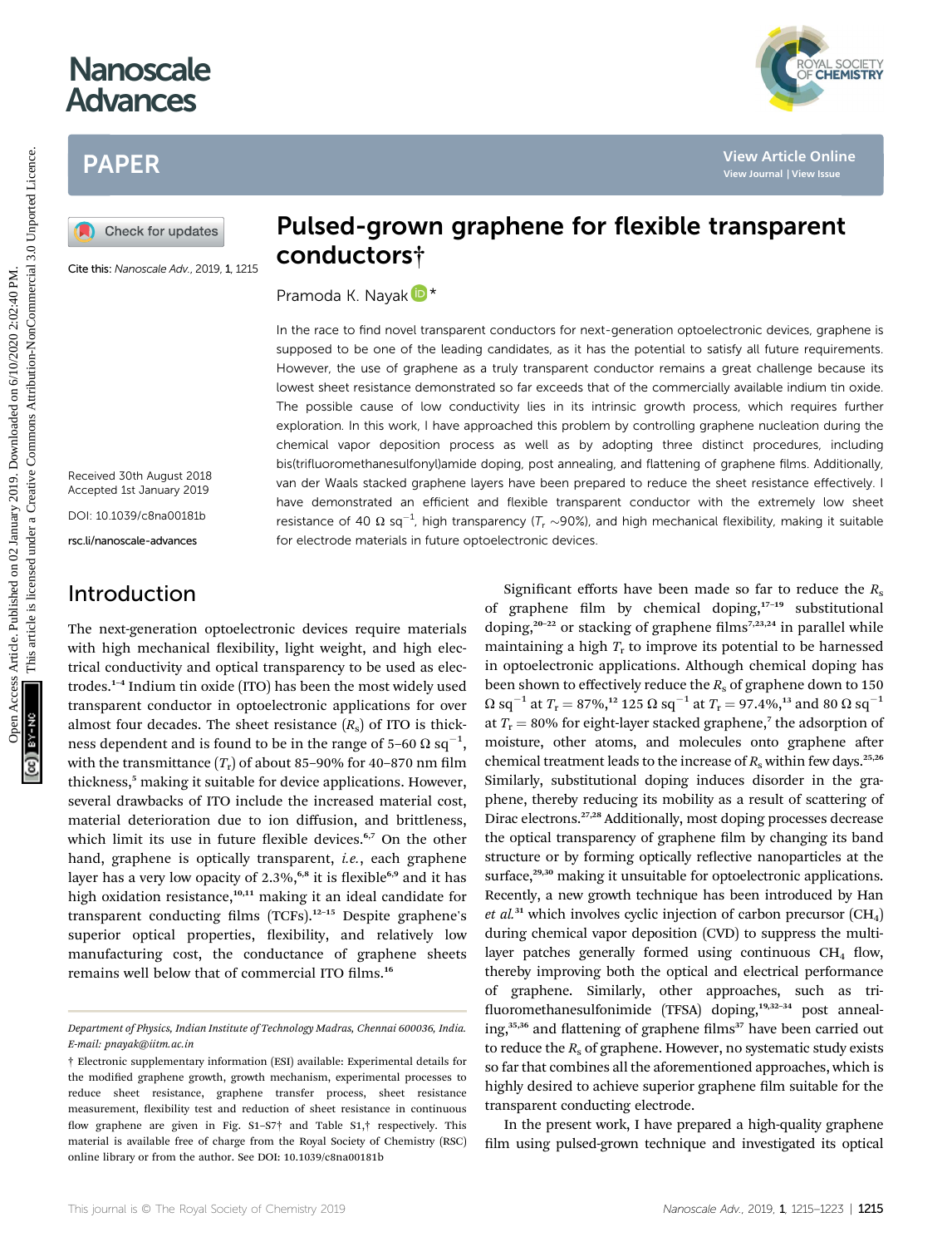# Pulsed-grown graphene for flexible transparent conductors†

Pramoda K. Nayak *

Cite this: *Nanoscale Adv.*, 2019, 1, 1215

Received 30th August 2018
Accepted 1st January 2019

DOI: 10.1039/c8na00181b

rsc.li/nanoscale-advances

In the race to find novel transparent conductors for next-generation optoelectronic devices, graphene is supposed to be one of the leading candidates, as it has the potential to satisfy all future requirements. However, the use of graphene as a truly transparent conductor remains a great challenge because its lowest sheet resistance demonstrated so far exceeds that of the commercially available indium tin oxide. The possible cause of low conductivity lies in its intrinsic growth process, which requires further exploration. In this work, I have approached this problem by controlling graphene nucleation during the chemical vapor deposition process as well as by adopting three distinct procedures, including bis(trifluoromethanesulfonyl)amide doping, post annealing, and flattening of graphene films. Additionally, van der Waals stacked graphene layers have been prepared to reduce the sheet resistance effectively. I have demonstrated an efficient and flexible transparent conductor with the extremely low sheet resistance of 40 Ω sq$^{-1}$, high transparency ($T_r$ ~90%), and high mechanical flexibility, making it suitable for electrode materials in future optoelectronic devices.

## Introduction

The next-generation optoelectronic devices require materials with high mechanical flexibility, light weight, and high electrical conductivity and optical transparency to be used as electrodes.[1–4] Indium tin oxide (ITO) has been the most widely used transparent conductor in optoelectronic applications for over almost four decades. The sheet resistance ($R_s$) of ITO is thickness dependent and is found to be in the range of 5–60 Ω sq$^{-1}$, with the transmittance ($T_r$) of about 85–90% for 40–870 nm film thickness,[5] making it suitable for device applications. However, several drawbacks of ITO include the increased material cost, material deterioration due to ion diffusion, and brittleness, which limit its use in future flexible devices.[6,7] On the other hand, graphene is optically transparent, *i.e.*, each graphene layer has a very low opacity of 2.3%,[6,8] it is flexible[6,9] and it has high oxidation resistance,[10,11] making it an ideal candidate for transparent conducting films (TCFs).[12–15] Despite graphene's superior optical properties, flexibility, and relatively low manufacturing cost, the conductance of graphene sheets remains well below that of commercial ITO films.[16]

Significant efforts have been made so far to reduce the $R_s$ of graphene film by chemical doping,[17–19] substitutional doping,[20–22] or stacking of graphene films[7,23,24] in parallel while maintaining a high $T_r$ to improve its potential to be harnessed in optoelectronic applications. Although chemical doping has been shown to effectively reduce the $R_s$ of graphene down to 150 Ω sq$^{-1}$ at $T_r$ = 87%,[12] 125 Ω sq$^{-1}$ at $T_r$ = 97.4%,[13] and 80 Ω sq$^{-1}$ at $T_r$ = 80% for eight-layer stacked graphene,[7] the adsorption of moisture, other atoms, and molecules onto graphene after chemical treatment leads to the increase of $R_s$ within few days.[25,26] Similarly, substitutional doping induces disorder in the graphene, thereby reducing its mobility as a result of scattering of Dirac electrons.[27,28] Additionally, most doping processes decrease the optical transparency of graphene film by changing its band structure or by forming optically reflective nanoparticles at the surface,[29,30] making it unsuitable for optoelectronic applications. Recently, a new growth technique has been introduced by Han *et al.*[31] which involves cyclic injection of carbon precursor ($CH_4$) during chemical vapor deposition (CVD) to suppress the multilayer patches generally formed using continuous $CH_4$ flow, thereby improving both the optical and electrical performance of graphene. Similarly, other approaches, such as trifluoromethanesulfonimide (TFSA) doping,[19,32–34] post annealing,[35,36] and flattening of graphene films[37] have been carried out to reduce the $R_s$ of graphene. However, no systematic study exists so far that combines all the aforementioned approaches, which is highly desired to achieve superior graphene film suitable for the transparent conducting electrode.

In the present work, I have prepared a high-quality graphene film using pulsed-grown technique and investigated its optical

*Department of Physics, Indian Institute of Technology Madras, Chennai 600036, India. E-mail: pnayak@iitm.ac.in*

† Electronic supplementary information (ESI) available: Experimental details for the modified graphene growth, growth mechanism, experimental processes to reduce sheet resistance, graphene transfer process, sheet resistance measurement, flexibility test and reduction of sheet resistance in continuous flow graphene are given in Fig. S1–S7† and Table S1,† respectively. This material is available free of charge from the Royal Society of Chemistry (RSC) online library or from the author. See DOI: 10.1039/c8na00181b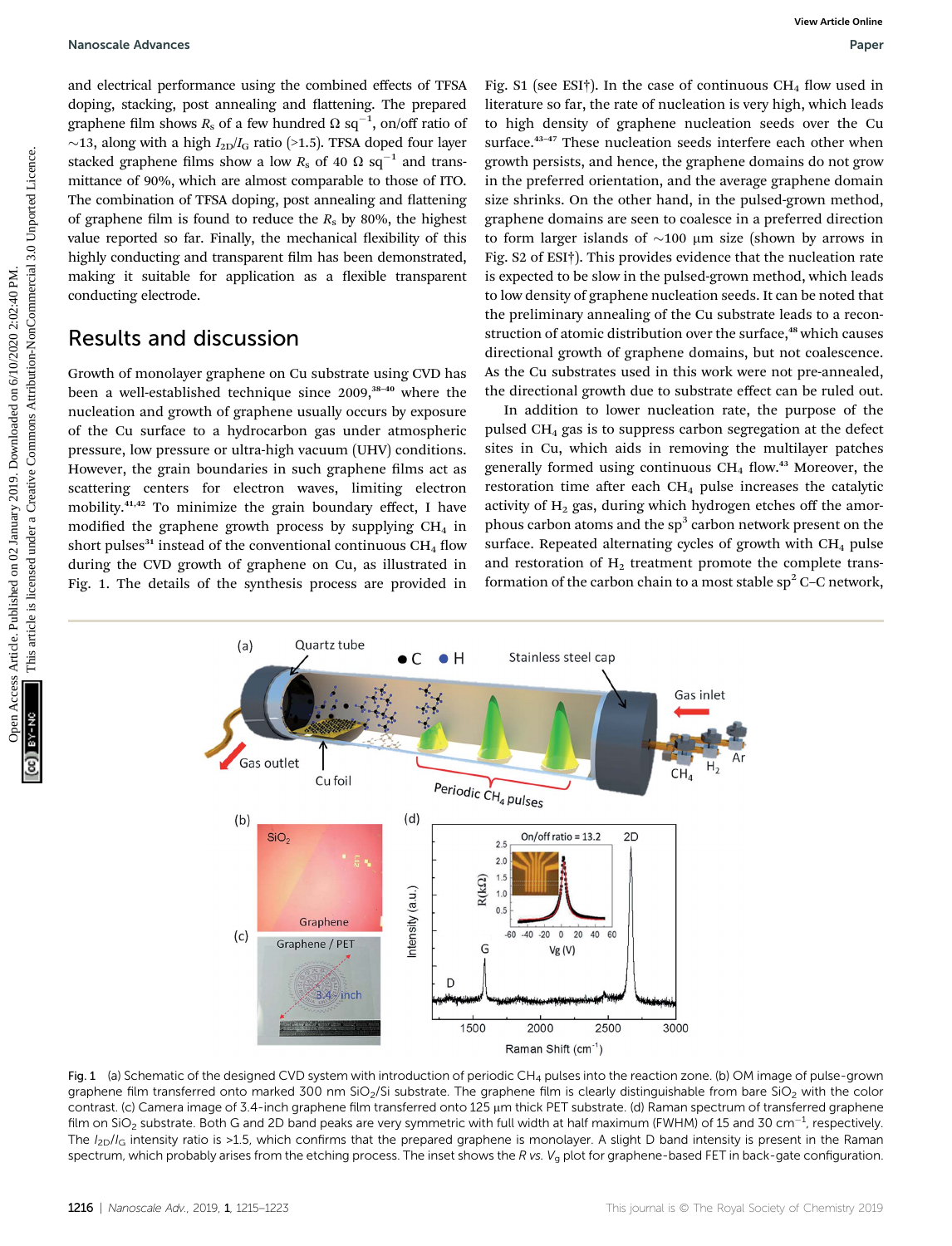and electrical performance using the combined effects of TFSA doping, stacking, post annealing and flattening. The prepared graphene film shows $R_s$ of a few hundred $\Omega$ $sq^{-1}$, on/off ratio of ~13, along with a high $I_{2D}/I_G$ ratio (>1.5). TFSA doped four layer stacked graphene films show a low $R_s$ of 40 $\Omega$ $sq^{-1}$ and transmittance of 90%, which are almost comparable to those of ITO. The combination of TFSA doping, post annealing and flattening of graphene film is found to reduce the $R_s$ by 80%, the highest value reported so far. Finally, the mechanical flexibility of this highly conducting and transparent film has been demonstrated, making it suitable for application as a flexible transparent conducting electrode.

## Results and discussion

Growth of monolayer graphene on Cu substrate using CVD has been a well-established technique since 2009,[38–40] where the nucleation and growth of graphene usually occurs by exposure of the Cu surface to a hydrocarbon gas under atmospheric pressure, low pressure or ultra-high vacuum (UHV) conditions. However, the grain boundaries in such graphene films act as scattering centers for electron waves, limiting electron mobility.[41,42] To minimize the grain boundary effect, I have modified the graphene growth process by supplying $CH_4$ in short pulses[31] instead of the conventional continuous $CH_4$ flow during the CVD growth of graphene on Cu, as illustrated in Fig. 1. The details of the synthesis process are provided in Fig. S1 (see ESI†). In the case of continuous $CH_4$ flow used in literature so far, the rate of nucleation is very high, which leads to high density of graphene nucleation seeds over the Cu surface.[43–47] These nucleation seeds interfere each other when growth persists, and hence, the graphene domains do not grow in the preferred orientation, and the average graphene domain size shrinks. On the other hand, in the pulsed-grown method, graphene domains are seen to coalesce in a preferred direction to form larger islands of ~100 μm size (shown by arrows in Fig. S2 of ESI†). This provides evidence that the nucleation rate is expected to be slow in the pulsed-grown method, which leads to low density of graphene nucleation seeds. It can be noted that the preliminary annealing of the Cu substrate leads to a reconstruction of atomic distribution over the surface,[48] which causes directional growth of graphene domains, but not coalescence. As the Cu substrates used in this work were not pre-annealed, the directional growth due to substrate effect can be ruled out.

In addition to lower nucleation rate, the purpose of the pulsed $CH_4$ gas is to suppress carbon segregation at the defect sites in Cu, which aids in removing the multilayer patches generally formed using continuous $CH_4$ flow.[43] Moreover, the restoration time after each $CH_4$ pulse increases the catalytic activity of $H_2$ gas, during which hydrogen etches off the amorphous carbon atoms and the $sp^3$ carbon network present on the surface. Repeated alternating cycles of growth with $CH_4$ pulse and restoration of $H_2$ treatment promote the complete transformation of the carbon chain to a most stable $sp^2$ C–C network,

Fig. 1 (a) Schematic of the designed CVD system with introduction of periodic $CH_4$ pulses into the reaction zone. (b) OM image of pulse-grown graphene film transferred onto marked 300 nm $SiO_2$/Si substrate. The graphene film is clearly distinguishable from bare $SiO_2$ with the color contrast. (c) Camera image of 3.4-inch graphene film transferred onto 125 μm thick PET substrate. (d) Raman spectrum of transferred graphene film on $SiO_2$ substrate. Both G and 2D band peaks are very symmetric with full width at half maximum (FWHM) of 15 and 30 $cm^{-1}$, respectively. The $I_{2D}/I_G$ intensity ratio is >1.5, which confirms that the prepared graphene is monolayer. A slight D band intensity is present in the Raman spectrum, which probably arises from the etching process. The inset shows the $R$ vs. $V_g$ plot for graphene-based FET in back-gate configuration.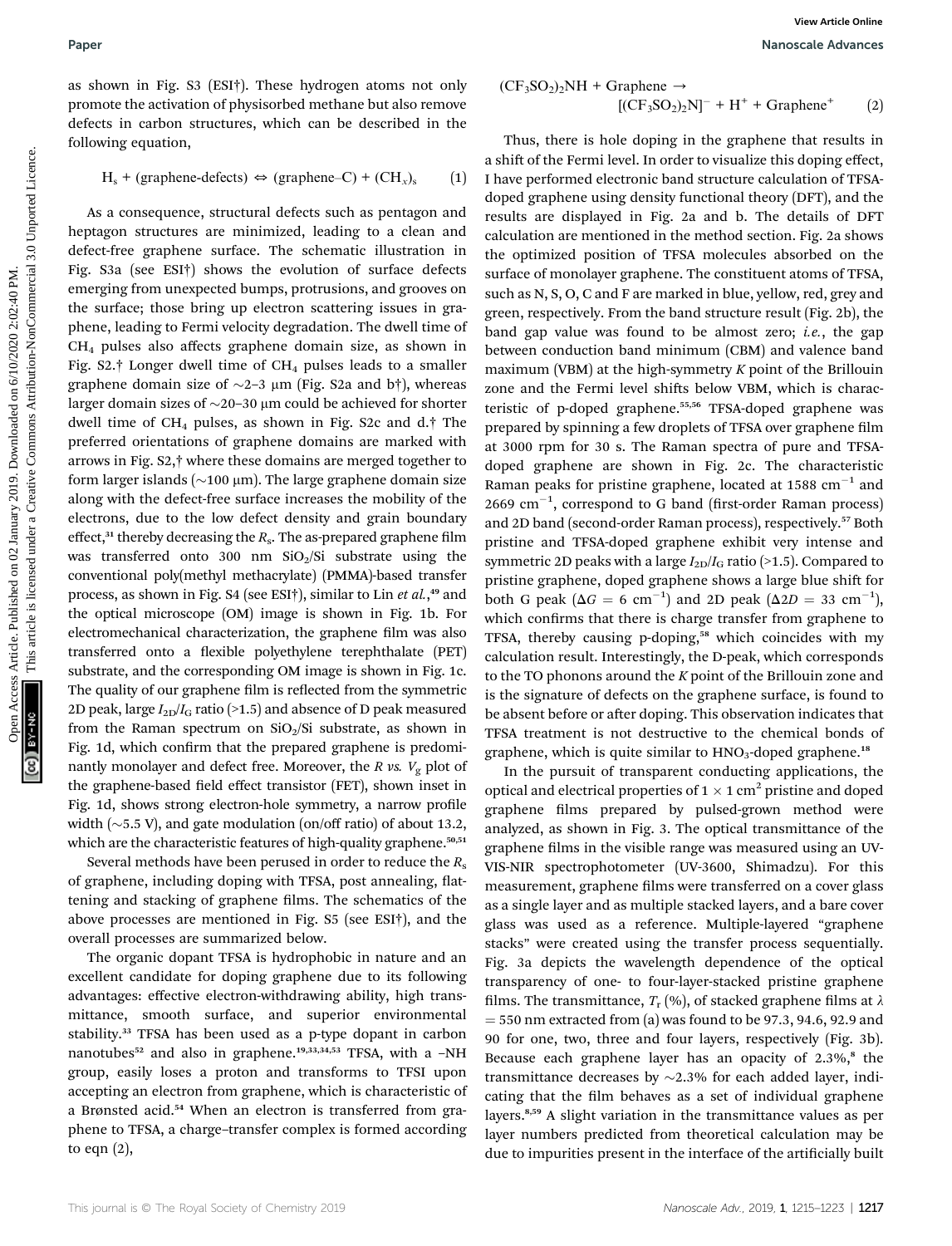as shown in Fig. S3 (ESI†). These hydrogen atoms not only promote the activation of physisorbed methane but also remove defects in carbon structures, which can be described in the following equation,

$$H_s + (\text{graphene-defects}) \Leftrightarrow (\text{graphene–C}) + (CH_x)_s \quad (1)$$

As a consequence, structural defects such as pentagon and heptagon structures are minimized, leading to a clean and defect-free graphene surface. The schematic illustration in Fig. S3a (see ESI†) shows the evolution of surface defects emerging from unexpected bumps, protrusions, and grooves on the surface; those bring up electron scattering issues in graphene, leading to Fermi velocity degradation. The dwell time of $CH_4$ pulses also affects graphene domain size, as shown in Fig. S2.† Longer dwell time of $CH_4$ pulses leads to a smaller graphene domain size of ~2–3 μm (Fig. S2a and b†), whereas larger domain sizes of ~20–30 μm could be achieved for shorter dwell time of $CH_4$ pulses, as shown in Fig. S2c and d.† The preferred orientations of graphene domains are marked with arrows in Fig. S2,† where these domains are merged together to form larger islands (~100 μm). The large graphene domain size along with the defect-free surface increases the mobility of the electrons, due to the low defect density and grain boundary effect,[31] thereby decreasing the $R_s$. The as-prepared graphene film was transferred onto 300 nm $SiO_2$/Si substrate using the conventional poly(methyl methacrylate) (PMMA)-based transfer process, as shown in Fig. S4 (see ESI†), similar to Lin *et al.*,[49] and the optical microscope (OM) image is shown in Fig. 1b. For electromechanical characterization, the graphene film was also transferred onto a flexible polyethylene terephthalate (PET) substrate, and the corresponding OM image is shown in Fig. 1c. The quality of our graphene film is reflected from the symmetric 2D peak, large $I_{2D}/I_G$ ratio (>1.5) and absence of D peak measured from the Raman spectrum on $SiO_2$/Si substrate, as shown in Fig. 1d, which confirm that the prepared graphene is predominantly monolayer and defect free. Moreover, the $R$ *vs.* $V_g$ plot of the graphene-based field effect transistor (FET), shown inset in Fig. 1d, shows strong electron-hole symmetry, a narrow profile width (~5.5 V), and gate modulation (on/off ratio) of about 13.2, which are the characteristic features of high-quality graphene.[50,51]

Several methods have been perused in order to reduce the $R_s$ of graphene, including doping with TFSA, post annealing, flattening and stacking of graphene films. The schematics of the above processes are mentioned in Fig. S5 (see ESI†), and the overall processes are summarized below.

The organic dopant TFSA is hydrophobic in nature and an excellent candidate for doping graphene due to its following advantages: effective electron-withdrawing ability, high transmittance, smooth surface, and superior environmental stability.[33] TFSA has been used as a p-type dopant in carbon nanotubes[52] and also in graphene.[19,33,34,53] TFSA, with a –NH group, easily loses a proton and transforms to TFSI upon accepting an electron from graphene, which is characteristic of a Brønsted acid.[54] When an electron is transferred from graphene to TFSA, a charge–transfer complex is formed according to eqn (2),

$$(CF_3SO_2)_2NH + \text{Graphene} \rightarrow [(CF_3SO_2)_2N]^- + H^+ + \text{Graphene}^+ \quad (2)$$

Thus, there is hole doping in the graphene that results in a shift of the Fermi level. In order to visualize this doping effect, I have performed electronic band structure calculation of TFSA-doped graphene using density functional theory (DFT), and the results are displayed in Fig. 2a and b. The details of DFT calculation are mentioned in the method section. Fig. 2a shows the optimized position of TFSA molecules absorbed on the surface of monolayer graphene. The constituent atoms of TFSA, such as N, S, O, C and F are marked in blue, yellow, red, grey and green, respectively. From the band structure result (Fig. 2b), the band gap value was found to be almost zero; *i.e.*, the gap between conduction band minimum (CBM) and valence band maximum (VBM) at the high-symmetry $K$ point of the Brillouin zone and the Fermi level shifts below VBM, which is characteristic of p-doped graphene.[55,56] TFSA-doped graphene was prepared by spinning a few droplets of TFSA over graphene film at 3000 rpm for 30 s. The Raman spectra of pure and TFSA-doped graphene are shown in Fig. 2c. The characteristic Raman peaks for pristine graphene, located at 1588 $cm^{-1}$ and 2669 $cm^{-1}$, correspond to G band (first-order Raman process) and 2D band (second-order Raman process), respectively.[57] Both pristine and TFSA-doped graphene exhibit very intense and symmetric 2D peaks with a large $I_{2D}/I_G$ ratio (>1.5). Compared to pristine graphene, doped graphene shows a large blue shift for both G peak ($\Delta G = 6$ $cm^{-1}$) and 2D peak ($\Delta 2D = 33$ $cm^{-1}$), which confirms that there is charge transfer from graphene to TFSA, thereby causing p-doping,[58] which coincides with my calculation result. Interestingly, the D-peak, which corresponds to the TO phonons around the $K$ point of the Brillouin zone and is the signature of defects on the graphene surface, is found to be absent before or after doping. This observation indicates that TFSA treatment is not destructive to the chemical bonds of graphene, which is quite similar to $HNO_3$-doped graphene.[18]

In the pursuit of transparent conducting applications, the optical and electrical properties of 1 × 1 $cm^2$ pristine and doped graphene films prepared by pulsed-grown method were analyzed, as shown in Fig. 3. The optical transmittance of the graphene films in the visible range was measured using an UV-VIS-NIR spectrophotometer (UV-3600, Shimadzu). For this measurement, graphene films were transferred on a cover glass as a single layer and as multiple stacked layers, and a bare cover glass was used as a reference. Multiple-layered "graphene stacks" were created using the transfer process sequentially. Fig. 3a depicts the wavelength dependence of the optical transparency of one- to four-layer-stacked pristine graphene films. The transmittance, $T_r$ (%), of stacked graphene films at $\lambda = 550$ nm extracted from (a) was found to be 97.3, 94.6, 92.9 and 90 for one, two, three and four layers, respectively (Fig. 3b). Because each graphene layer has an opacity of 2.3%,[8] the transmittance decreases by ~2.3% for each added layer, indicating that the film behaves as a set of individual graphene layers.[8,59] A slight variation in the transmittance values as per layer numbers predicted from theoretical calculation may be due to impurities present in the interface of the artificially built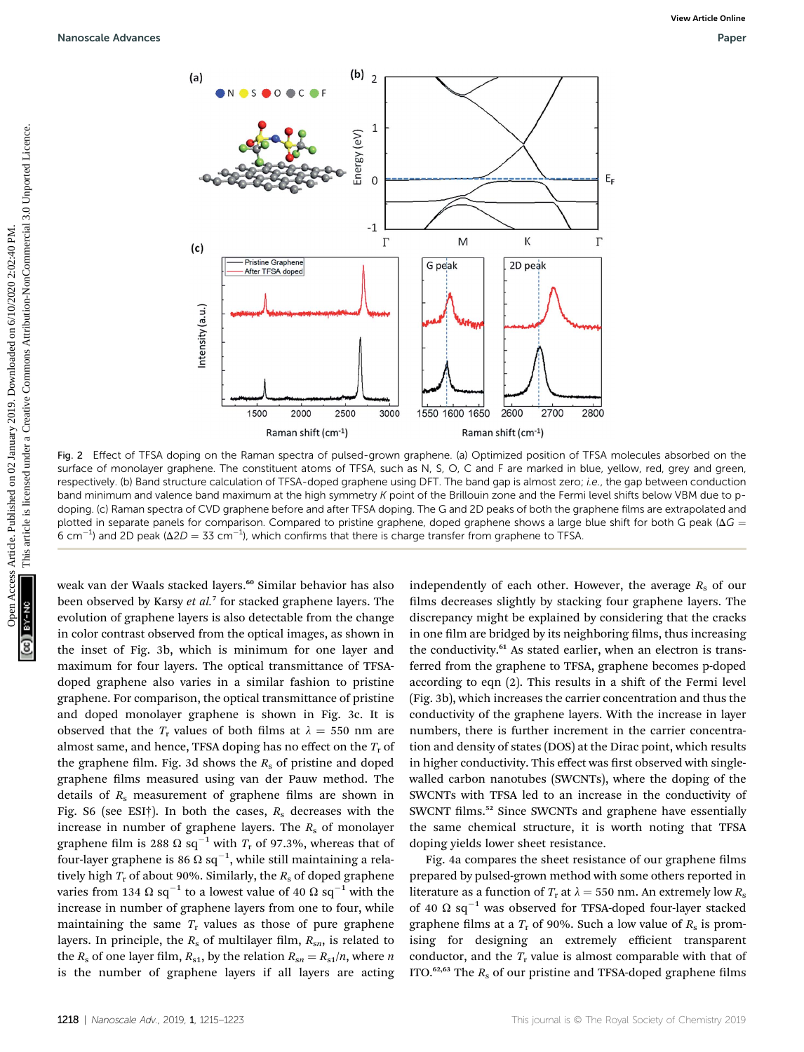Fig. 2 Effect of TFSA doping on the Raman spectra of pulsed-grown graphene. (a) Optimized position of TFSA molecules absorbed on the surface of monolayer graphene. The constituent atoms of TFSA, such as N, S, O, C and F are marked in blue, yellow, red, grey and green, respectively. (b) Band structure calculation of TFSA-doped graphene using DFT. The band gap is almost zero; *i.e.*, the gap between conduction band minimum and valence band maximum at the high symmetry *K* point of the Brillouin zone and the Fermi level shifts below VBM due to p-doping. (c) Raman spectra of CVD graphene before and after TFSA doping. The G and 2D peaks of both the graphene films are extrapolated and plotted in separate panels for comparison. Compared to pristine graphene, doped graphene shows a large blue shift for both G peak ($\Delta G$ = 6 $cm^{-1}$) and 2D peak ($\Delta 2D$ = 33 $cm^{-1}$), which confirms that there is charge transfer from graphene to TFSA.

weak van der Waals stacked layers.[60] Similar behavior has also been observed by Karsy *et al.*[7] for stacked graphene layers. The evolution of graphene layers is also detectable from the change in color contrast observed from the optical images, as shown in the inset of Fig. 3b, which is minimum for one layer and maximum for four layers. The optical transmittance of TFSA-doped graphene also varies in a similar fashion to pristine graphene. For comparison, the optical transmittance of pristine and doped monolayer graphene is shown in Fig. 3c. It is observed that the $T_r$ values of both films at $\lambda$ = 550 nm are almost same, and hence, TFSA doping has no effect on the $T_r$ of the graphene film. Fig. 3d shows the $R_s$ of pristine and doped graphene films measured using van der Pauw method. The details of $R_s$ measurement of graphene films are shown in Fig. S6 (see ESI†). In both the cases, $R_s$ decreases with the increase in number of graphene layers. The $R_s$ of monolayer graphene film is 288 Ω $sq^{-1}$ with $T_r$ of 97.3%, whereas that of four-layer graphene is 86 Ω $sq^{-1}$, while still maintaining a relatively high $T_r$ of about 90%. Similarly, the $R_s$ of doped graphene varies from 134 Ω $sq^{-1}$ to a lowest value of 40 Ω $sq^{-1}$ with the increase in number of graphene layers from one to four, while maintaining the same $T_r$ values as those of pure graphene layers. In principle, the $R_s$ of multilayer film, $R_{sn}$, is related to the $R_s$ of one layer film, $R_{s1}$, by the relation $R_{sn} = R_{s1}/n$, where $n$ is the number of graphene layers if all layers are acting independently of each other. However, the average $R_s$ of our films decreases slightly by stacking four graphene layers. The discrepancy might be explained by considering that the cracks in one film are bridged by its neighboring films, thus increasing the conductivity.[61] As stated earlier, when an electron is transferred from the graphene to TFSA, graphene becomes p-doped according to eqn (2). This results in a shift of the Fermi level (Fig. 3b), which increases the carrier concentration and thus the conductivity of the graphene layers. With the increase in layer numbers, there is further increment in the carrier concentration and density of states (DOS) at the Dirac point, which results in higher conductivity. This effect was first observed with single-walled carbon nanotubes (SWCNTs), where the doping of the SWCNTs with TFSA led to an increase in the conductivity of SWCNT films.[52] Since SWCNTs and graphene have essentially the same chemical structure, it is worth noting that TFSA doping yields lower sheet resistance.

Fig. 4a compares the sheet resistance of our graphene films prepared by pulsed-grown method with some others reported in literature as a function of $T_r$ at $\lambda$ = 550 nm. An extremely low $R_s$ of 40 Ω $sq^{-1}$ was observed for TFSA-doped four-layer stacked graphene films at a $T_r$ of 90%. Such a low value of $R_s$ is promising for designing an extremely efficient transparent conductor, and the $T_r$ value is almost comparable with that of ITO.[62,63] The $R_s$ of our pristine and TFSA-doped graphene films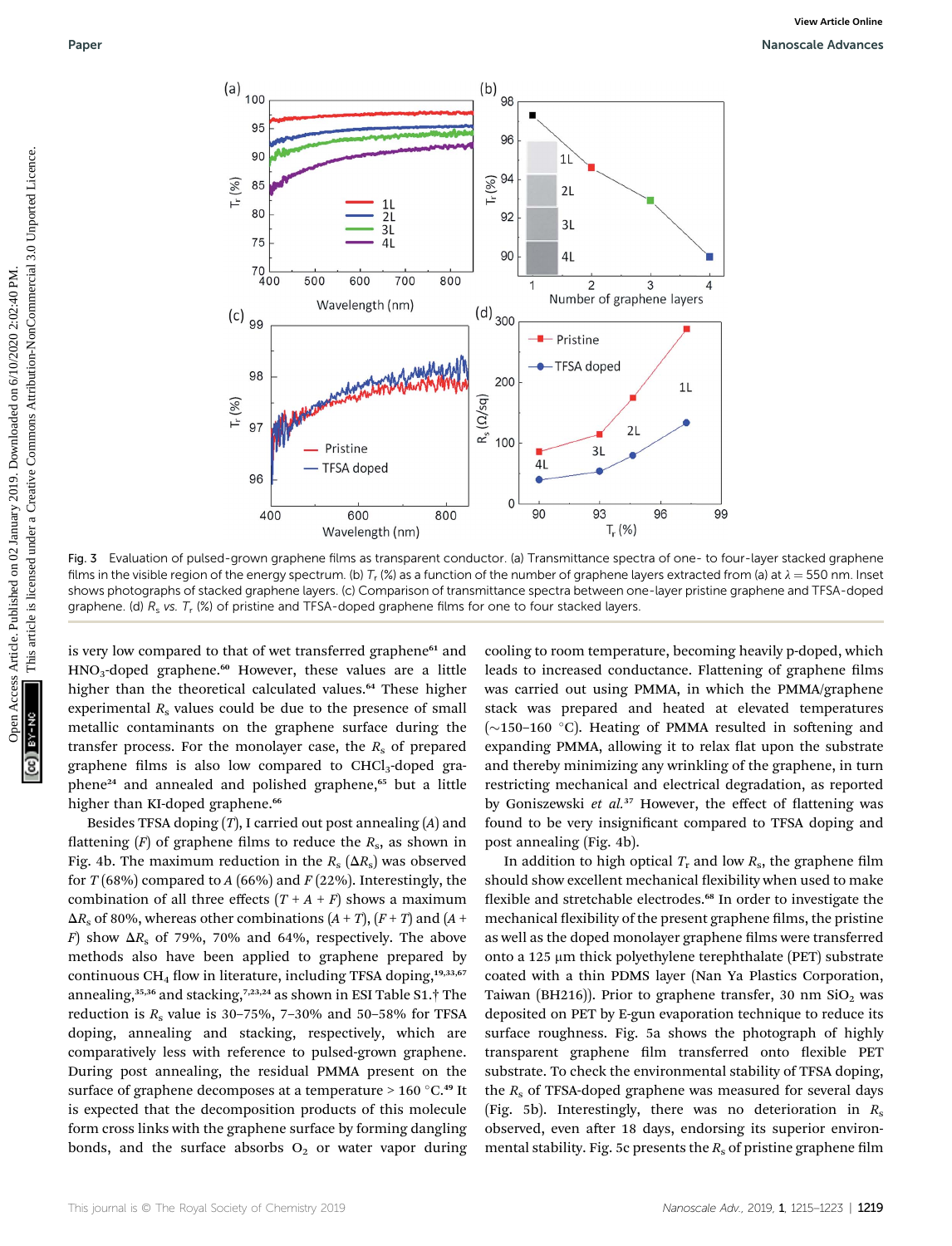Fig. 3 Evaluation of pulsed-grown graphene films as transparent conductor. (a) Transmittance spectra of one- to four-layer stacked graphene films in the visible region of the energy spectrum. (b) $T_r$ (%) as a function of the number of graphene layers extracted from (a) at $\lambda = 550$ nm. Inset shows photographs of stacked graphene layers. (c) Comparison of transmittance spectra between one-layer pristine graphene and TFSA-doped graphene. (d) $R_s$ vs. $T_r$ (%) of pristine and TFSA-doped graphene films for one to four stacked layers.

is very low compared to that of wet transferred graphene[61] and $HNO_3$-doped graphene.[60] However, these values are a little higher than the theoretical calculated values.[64] These higher experimental $R_s$ values could be due to the presence of small metallic contaminants on the graphene surface during the transfer process. For the monolayer case, the $R_s$ of prepared graphene films is also low compared to $CHCl_3$-doped graphene[24] and annealed and polished graphene,[65] but a little higher than KI-doped graphene.[66]

Besides TFSA doping ($T$), I carried out post annealing ($A$) and flattening ($F$) of graphene films to reduce the $R_s$, as shown in Fig. 4b. The maximum reduction in the $R_s$ ($\Delta R_s$) was observed for $T$ (68%) compared to $A$ (66%) and $F$ (22%). Interestingly, the combination of all three effects ($T + A + F$) shows a maximum $\Delta R_s$ of 80%, whereas other combinations ($A + T$), ($F + T$) and ($A + F$) show $\Delta R_s$ of 79%, 70% and 64%, respectively. The above methods also have been applied to graphene prepared by continuous $CH_4$ flow in literature, including TFSA doping,[19,33,67] annealing,[35,36] and stacking,[7,23,24] as shown in ESI Table S1.† The reduction is $R_s$ value is 30–75%, 7–30% and 50–58% for TFSA doping, annealing and stacking, respectively, which are comparatively less with reference to pulsed-grown graphene. During post annealing, the residual PMMA present on the surface of graphene decomposes at a temperature > 160 °C.[49] It is expected that the decomposition products of this molecule form cross links with the graphene surface by forming dangling bonds, and the surface absorbs $O_2$ or water vapor during cooling to room temperature, becoming heavily p-doped, which leads to increased conductance. Flattening of graphene films was carried out using PMMA, in which the PMMA/graphene stack was prepared and heated at elevated temperatures (~150–160 °C). Heating of PMMA resulted in softening and expanding PMMA, allowing it to relax flat upon the substrate and thereby minimizing any wrinkling of the graphene, in turn restricting mechanical and electrical degradation, as reported by Goniszewski *et al.*[37] However, the effect of flattening was found to be very insignificant compared to TFSA doping and post annealing (Fig. 4b).

In addition to high optical $T_r$ and low $R_s$, the graphene film should show excellent mechanical flexibility when used to make flexible and stretchable electrodes.[68] In order to investigate the mechanical flexibility of the present graphene films, the pristine as well as the doped monolayer graphene films were transferred onto a 125 μm thick polyethylene terephthalate (PET) substrate coated with a thin PDMS layer (Nan Ya Plastics Corporation, Taiwan (BH216)). Prior to graphene transfer, 30 nm $SiO_2$ was deposited on PET by E-gun evaporation technique to reduce its surface roughness. Fig. 5a shows the photograph of highly transparent graphene film transferred onto flexible PET substrate. To check the environmental stability of TFSA doping, the $R_s$ of TFSA-doped graphene was measured for several days (Fig. 5b). Interestingly, there was no deterioration in $R_s$ observed, even after 18 days, endorsing its superior environmental stability. Fig. 5c presents the $R_s$ of pristine graphene film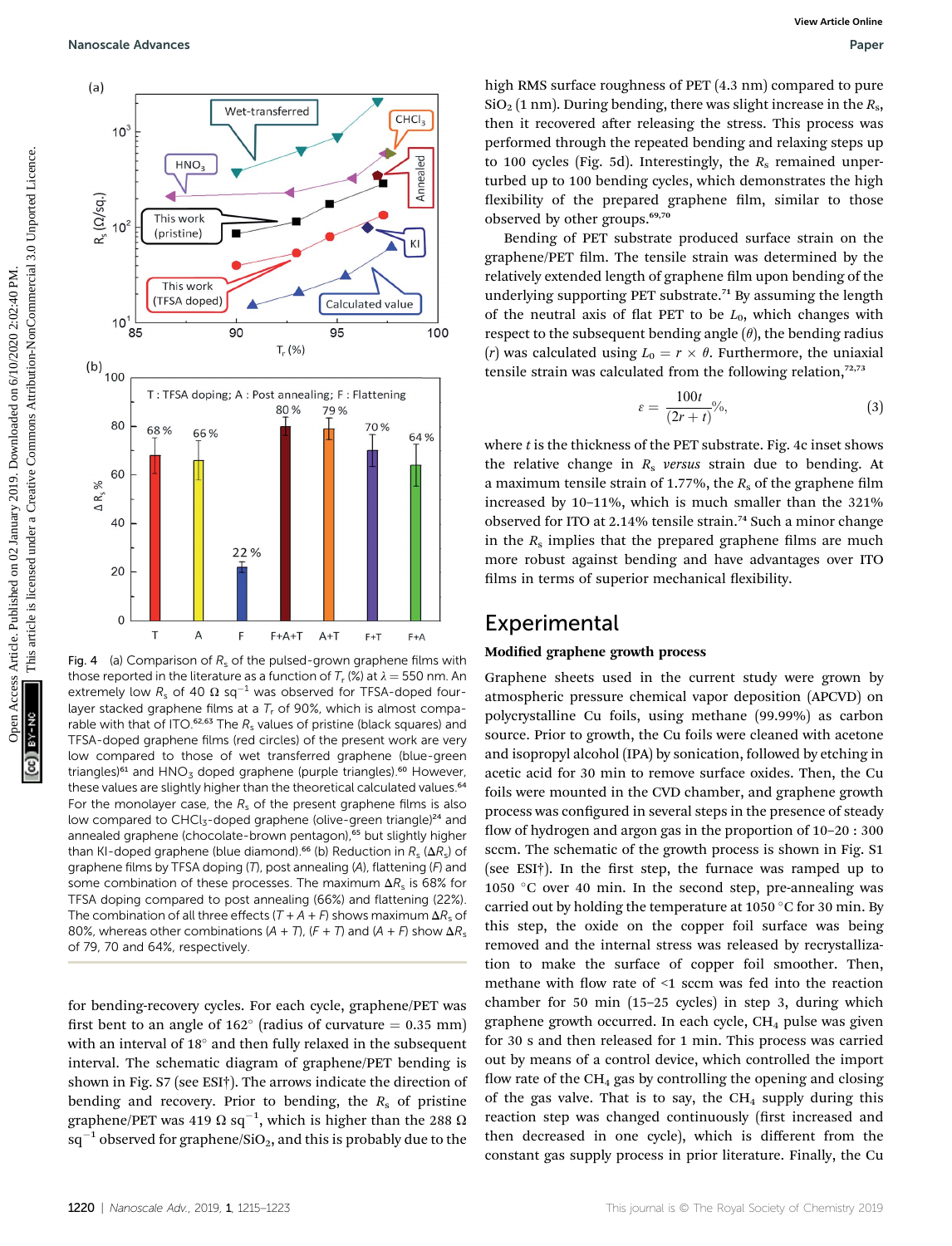Fig. 4 (a) Comparison of $R_s$ of the pulsed-grown graphene films with those reported in the literature as a function of $T_r$ (%) at $\lambda = 550$ nm. An extremely low $R_s$ of 40 Ω $sq^{-1}$ was observed for TFSA-doped four-layer stacked graphene films at a $T_r$ of 90%, which is almost comparable with that of ITO.[62,63] The $R_s$ values of pristine (black squares) and TFSA-doped graphene films (red circles) of the present work are very low compared to those of wet transferred graphene (blue-green triangles)[61] and $HNO_3$ doped graphene (purple triangles).[60] However, these values are slightly higher than the theoretical calculated values.[64] For the monolayer case, the $R_s$ of the present graphene films is also low compared to $CHCl_3$-doped graphene (olive-green triangle)[24] and annealed graphene (chocolate-brown pentagon),[65] but slightly higher than KI-doped graphene (blue diamond).[66] (b) Reduction in $R_s$ ($\Delta R_s$) of graphene films by TFSA doping (*T*), post annealing (*A*), flattening (*F*) and some combination of these processes. The maximum $\Delta R_s$ is 68% for TFSA doping compared to post annealing (66%) and flattening (22%). The combination of all three effects (*T* + *A* + *F*) shows maximum $\Delta R_s$ of 80%, whereas other combinations (*A* + *T*), (*F* + *T*) and (*A* + *F*) show $\Delta R_s$ of 79, 70 and 64%, respectively.

for bending-recovery cycles. For each cycle, graphene/PET was first bent to an angle of 162° (radius of curvature = 0.35 mm) with an interval of 18° and then fully relaxed in the subsequent interval. The schematic diagram of graphene/PET bending is shown in Fig. S7 (see ESI†). The arrows indicate the direction of bending and recovery. Prior to bending, the $R_s$ of pristine graphene/PET was 419 Ω $sq^{-1}$, which is higher than the 288 Ω $sq^{-1}$ observed for graphene/$SiO_2$, and this is probably due to the high RMS surface roughness of PET (4.3 nm) compared to pure $SiO_2$ (1 nm). During bending, there was slight increase in the $R_s$, then it recovered after releasing the stress. This process was performed through the repeated bending and relaxing steps up to 100 cycles (Fig. 5d). Interestingly, the $R_s$ remained unperturbed up to 100 bending cycles, which demonstrates the high flexibility of the prepared graphene film, similar to those observed by other groups.[69,70]

Bending of PET substrate produced surface strain on the graphene/PET film. The tensile strain was determined by the relatively extended length of graphene film upon bending of the underlying supporting PET substrate.[71] By assuming the length of the neutral axis of flat PET to be $L_0$, which changes with respect to the subsequent bending angle ($\theta$), the bending radius ($r$) was calculated using $L_0 = r \times \theta$. Furthermore, the uniaxial tensile strain was calculated from the following relation,[72,73]

$$\varepsilon = \frac{100t}{(2r + t)}\%, \tag{3}$$

where $t$ is the thickness of the PET substrate. Fig. 4c inset shows the relative change in $R_s$ *versus* strain due to bending. At a maximum tensile strain of 1.77%, the $R_s$ of the graphene film increased by 10–11%, which is much smaller than the 321% observed for ITO at 2.14% tensile strain.[74] Such a minor change in the $R_s$ implies that the prepared graphene films are much more robust against bending and have advantages over ITO films in terms of superior mechanical flexibility.

## Experimental

### Modified graphene growth process

Graphene sheets used in the current study were grown by atmospheric pressure chemical vapor deposition (APCVD) on polycrystalline Cu foils, using methane (99.99%) as carbon source. Prior to growth, the Cu foils were cleaned with acetone and isopropyl alcohol (IPA) by sonication, followed by etching in acetic acid for 30 min to remove surface oxides. Then, the Cu foils were mounted in the CVD chamber, and graphene growth process was configured in several steps in the presence of steady flow of hydrogen and argon gas in the proportion of 10–20 : 300 sccm. The schematic of the growth process is shown in Fig. S1 (see ESI†). In the first step, the furnace was ramped up to 1050 °C over 40 min. In the second step, pre-annealing was carried out by holding the temperature at 1050 °C for 30 min. By this step, the oxide on the copper foil surface was being removed and the internal stress was released by recrystallization to make the surface of copper foil smoother. Then, methane with flow rate of <1 sccm was fed into the reaction chamber for 50 min (15–25 cycles) in step 3, during which graphene growth occurred. In each cycle, $CH_4$ pulse was given for 30 s and then released for 1 min. This process was carried out by means of a control device, which controlled the import flow rate of the $CH_4$ gas by controlling the opening and closing of the gas valve. That is to say, the $CH_4$ supply during this reaction step was changed continuously (first increased and then decreased in one cycle), which is different from the constant gas supply process in prior literature. Finally, the Cu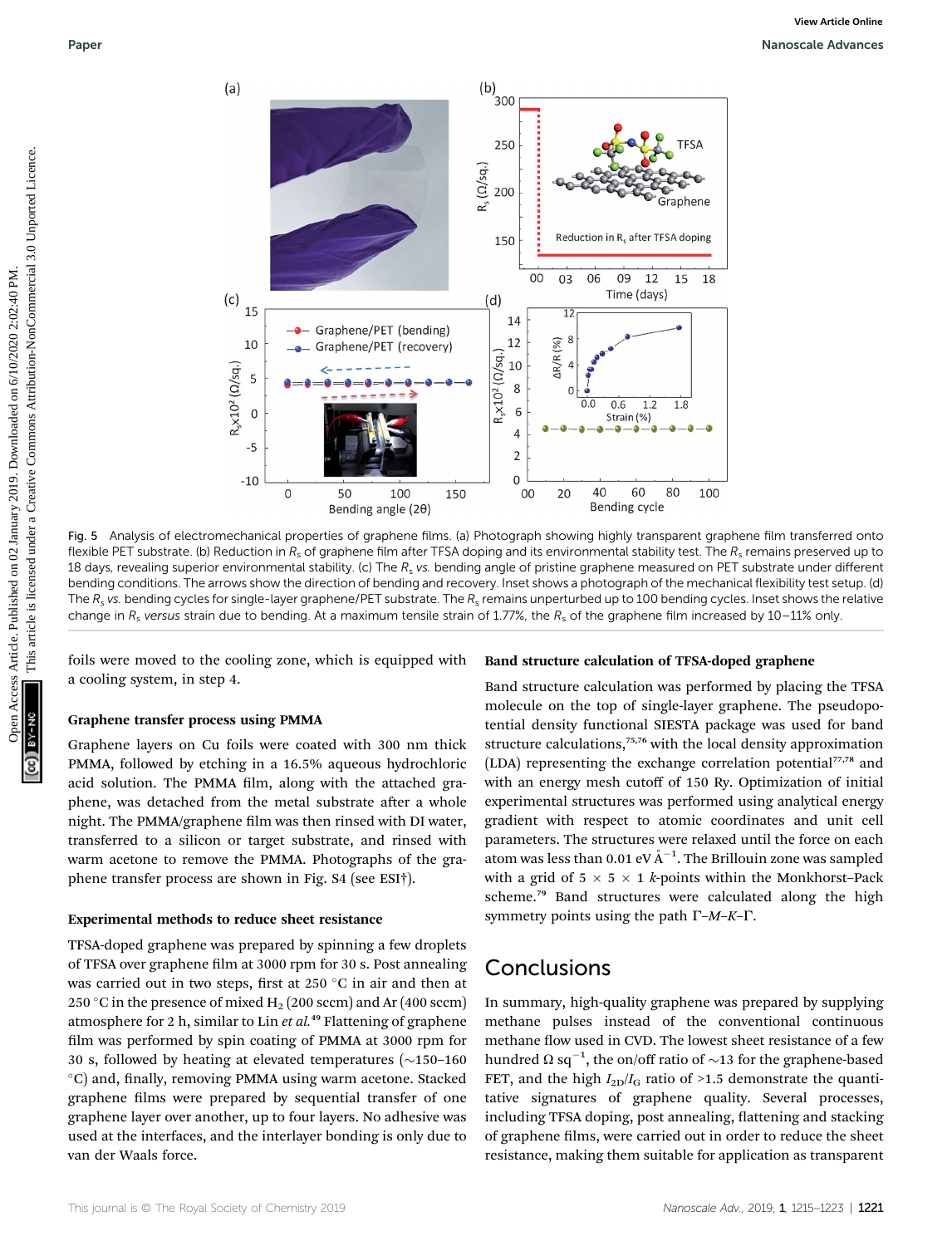Fig. 5 Analysis of electromechanical properties of graphene films. (a) Photograph showing highly transparent graphene film transferred onto flexible PET substrate. (b) Reduction in $R_s$ of graphene film after TFSA doping and its environmental stability test. The $R_s$ remains preserved up to 18 days, revealing superior environmental stability. (c) The $R_s$ *vs.* bending angle of pristine graphene measured on PET substrate under different bending conditions. The arrows show the direction of bending and recovery. Inset shows a photograph of the mechanical flexibility test setup. (d) The $R_s$ *vs.* bending cycles for single-layer graphene/PET substrate. The $R_s$ remains unperturbed up to 100 bending cycles. Inset shows the relative change in $R_s$ *versus* strain due to bending. At a maximum tensile strain of 1.77%, the $R_s$ of the graphene film increased by 10–11% only.

foils were moved to the cooling zone, which is equipped with a cooling system, in step 4.

### Graphene transfer process using PMMA

Graphene layers on Cu foils were coated with 300 nm thick PMMA, followed by etching in a 16.5% aqueous hydrochloric acid solution. The PMMA film, along with the attached graphene, was detached from the metal substrate after a whole night. The PMMA/graphene film was then rinsed with DI water, transferred to a silicon or target substrate, and rinsed with warm acetone to remove the PMMA. Photographs of the graphene transfer process are shown in Fig. S4 (see ESI†).

### Experimental methods to reduce sheet resistance

TFSA-doped graphene was prepared by spinning a few droplets of TFSA over graphene film at 3000 rpm for 30 s. Post annealing was carried out in two steps, first at 250 °C in air and then at 250 °C in the presence of mixed $H_2$ (200 sccm) and Ar (400 sccm) atmosphere for 2 h, similar to Lin *et al.*[49] Flattening of graphene film was performed by spin coating of PMMA at 3000 rpm for 30 s, followed by heating at elevated temperatures (~150–160 °C) and, finally, removing PMMA using warm acetone. Stacked graphene films were prepared by sequential transfer of one graphene layer over another, up to four layers. No adhesive was used at the interfaces, and the interlayer bonding is only due to van der Waals force.

### Band structure calculation of TFSA-doped graphene

Band structure calculation was performed by placing the TFSA molecule on the top of single-layer graphene. The pseudopotential density functional SIESTA package was used for band structure calculations,[75,76] with the local density approximation (LDA) representing the exchange correlation potential[77,78] and with an energy mesh cutoff of 150 Ry. Optimization of initial experimental structures was performed using analytical energy gradient with respect to atomic coordinates and unit cell parameters. The structures were relaxed until the force on each atom was less than 0.01 eV Å$^{-1}$. The Brillouin zone was sampled with a grid of 5 × 5 × 1 *k*-points within the Monkhorst–Pack scheme.[79] Band structures were calculated along the high symmetry points using the path Γ–*M*–*K*–Γ.

## Conclusions

In summary, high-quality graphene was prepared by supplying methane pulses instead of the conventional continuous methane flow used in CVD. The lowest sheet resistance of a few hundred Ω sq$^{-1}$, the on/off ratio of ~13 for the graphene-based FET, and the high $I_{2D}/I_G$ ratio of >1.5 demonstrate the quantitative signatures of graphene quality. Several processes, including TFSA doping, post annealing, flattening and stacking of graphene films, were carried out in order to reduce the sheet resistance, making them suitable for application as transparent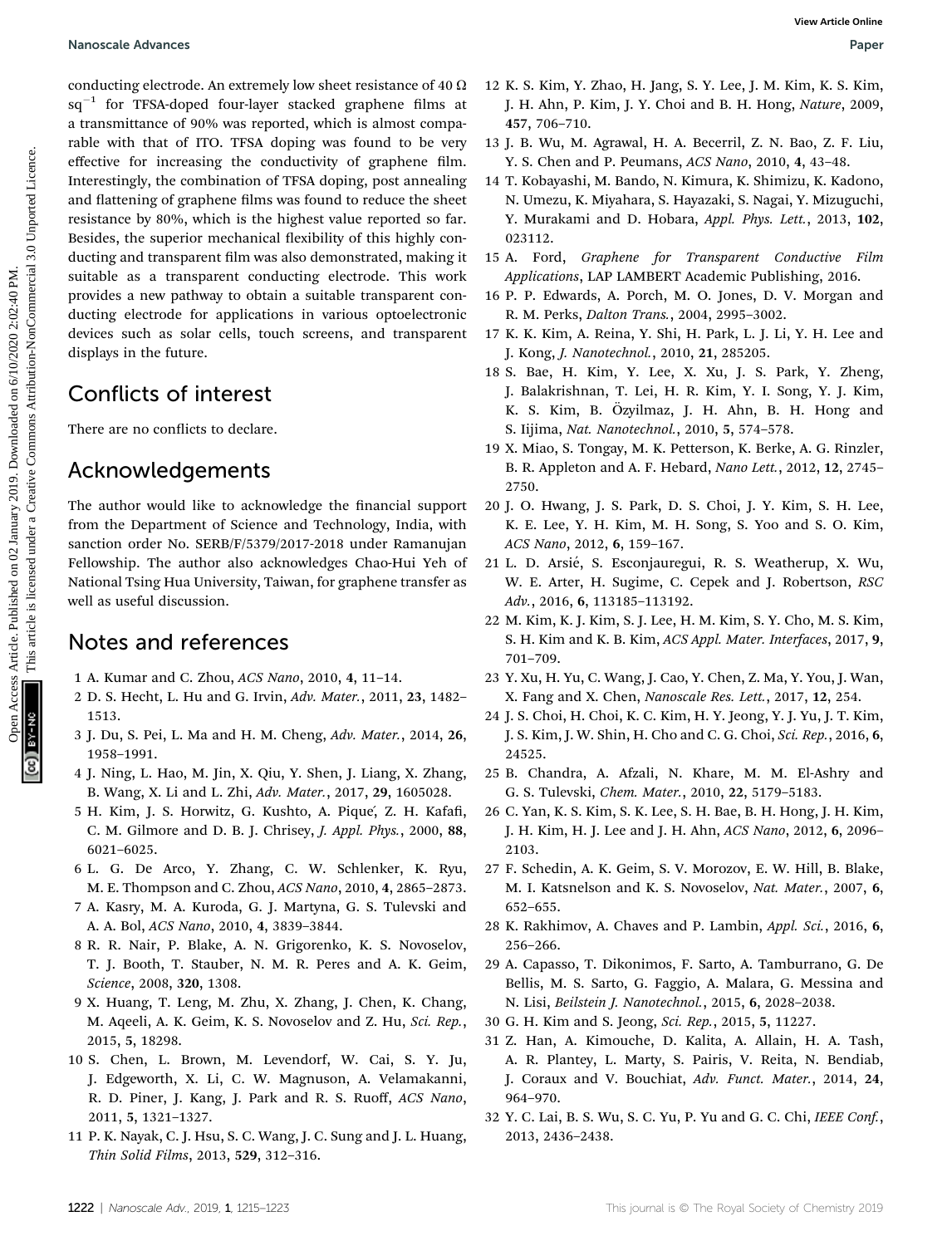conducting electrode. An extremely low sheet resistance of 40 $\Omega$ sq$^{-1}$ for TFSA-doped four-layer stacked graphene films at a transmittance of 90% was reported, which is almost comparable with that of ITO. TFSA doping was found to be very effective for increasing the conductivity of graphene film. Interestingly, the combination of TFSA doping, post annealing and flattening of graphene films was found to reduce the sheet resistance by 80%, which is the highest value reported so far. Besides, the superior mechanical flexibility of this highly conducting and transparent film was also demonstrated, making it suitable as a transparent conducting electrode. This work provides a new pathway to obtain a suitable transparent conducting electrode for applications in various optoelectronic devices such as solar cells, touch screens, and transparent displays in the future.

## Conflicts of interest

There are no conflicts to declare.

## Acknowledgements

The author would like to acknowledge the financial support from the Department of Science and Technology, India, with sanction order No. SERB/F/5379/2017-2018 under Ramanujan Fellowship. The author also acknowledges Chao-Hui Yeh of National Tsing Hua University, Taiwan, for graphene transfer as well as useful discussion.

## Notes and references

1 A. Kumar and C. Zhou, *ACS Nano*, 2010, **4**, 11–14.

2 D. S. Hecht, L. Hu and G. Irvin, *Adv. Mater.*, 2011, **23**, 1482–1513.

3 J. Du, S. Pei, L. Ma and H. M. Cheng, *Adv. Mater.*, 2014, **26**, 1958–1991.

4 J. Ning, L. Hao, M. Jin, X. Qiu, Y. Shen, J. Liang, X. Zhang, B. Wang, X. Li and L. Zhi, *Adv. Mater.*, 2017, **29**, 1605028.

5 H. Kim, J. S. Horwitz, G. Kushto, A. Piqué, Z. H. Kafafi, C. M. Gilmore and D. B. J. Chrisey, *J. Appl. Phys.*, 2000, **88**, 6021–6025.

6 L. G. De Arco, Y. Zhang, C. W. Schlenker, K. Ryu, M. E. Thompson and C. Zhou, *ACS Nano*, 2010, **4**, 2865–2873.

7 A. Kasry, M. A. Kuroda, G. J. Martyna, G. S. Tulevski and A. A. Bol, *ACS Nano*, 2010, **4**, 3839–3844.

8 R. R. Nair, P. Blake, A. N. Grigorenko, K. S. Novoselov, T. J. Booth, T. Stauber, N. M. R. Peres and A. K. Geim, *Science*, 2008, **320**, 1308.

9 X. Huang, T. Leng, M. Zhu, X. Zhang, J. Chen, K. Chang, M. Aqeeli, A. K. Geim, K. S. Novoselov and Z. Hu, *Sci. Rep.*, 2015, **5**, 18298.

10 S. Chen, L. Brown, M. Levendorf, W. Cai, S. Y. Ju, J. Edgeworth, X. Li, C. W. Magnuson, A. Velamakanni, R. D. Piner, J. Kang, J. Park and R. S. Ruoff, *ACS Nano*, 2011, **5**, 1321–1327.

11 P. K. Nayak, C. J. Hsu, S. C. Wang, J. C. Sung and J. L. Huang, *Thin Solid Films*, 2013, **529**, 312–316.

12 K. S. Kim, Y. Zhao, H. Jang, S. Y. Lee, J. M. Kim, K. S. Kim, J. H. Ahn, P. Kim, J. Y. Choi and B. H. Hong, *Nature*, 2009, **457**, 706–710.

13 J. B. Wu, M. Agrawal, H. A. Becerril, Z. N. Bao, Z. F. Liu, Y. S. Chen and P. Peumans, *ACS Nano*, 2010, **4**, 43–48.

14 T. Kobayashi, M. Bando, N. Kimura, K. Shimizu, K. Kadono, N. Umezu, K. Miyahara, S. Hayazaki, S. Nagai, Y. Mizuguchi, Y. Murakami and D. Hobara, *Appl. Phys. Lett.*, 2013, **102**, 023112.

15 A. Ford, *Graphene for Transparent Conductive Film Applications*, LAP LAMBERT Academic Publishing, 2016.

16 P. P. Edwards, A. Porch, M. O. Jones, D. V. Morgan and R. M. Perks, *Dalton Trans.*, 2004, 2995–3002.

17 K. K. Kim, A. Reina, Y. Shi, H. Park, L. J. Li, Y. H. Lee and J. Kong, *J. Nanotechnol.*, 2010, **21**, 285205.

18 S. Bae, H. Kim, Y. Lee, X. Xu, J. S. Park, Y. Zheng, J. Balakrishnan, T. Lei, H. R. Kim, Y. I. Song, Y. J. Kim, K. S. Kim, B. Özyilmaz, J. H. Ahn, B. H. Hong and S. Iijima, *Nat. Nanotechnol.*, 2010, **5**, 574–578.

19 X. Miao, S. Tongay, M. K. Petterson, K. Berke, A. G. Rinzler, B. R. Appleton and A. F. Hebard, *Nano Lett.*, 2012, **12**, 2745–2750.

20 J. O. Hwang, J. S. Park, D. S. Choi, J. Y. Kim, S. H. Lee, K. E. Lee, Y. H. Kim, M. H. Song, S. Yoo and S. O. Kim, *ACS Nano*, 2012, **6**, 159–167.

21 L. D. Arsié, S. Esconjauregui, R. S. Weatherup, X. Wu, W. E. Arter, H. Sugime, C. Cepek and J. Robertson, *RSC Adv.*, 2016, **6**, 113185–113192.

22 M. Kim, K. J. Kim, S. J. Lee, H. M. Kim, S. Y. Cho, M. S. Kim, S. H. Kim and K. B. Kim, *ACS Appl. Mater. Interfaces*, 2017, **9**, 701–709.

23 Y. Xu, H. Yu, C. Wang, J. Cao, Y. Chen, Z. Ma, Y. You, J. Wan, X. Fang and X. Chen, *Nanoscale Res. Lett.*, 2017, **12**, 254.

24 J. S. Choi, H. Choi, K. C. Kim, H. Y. Jeong, Y. J. Yu, J. T. Kim, J. S. Kim, J. W. Shin, H. Cho and C. G. Choi, *Sci. Rep.*, 2016, **6**, 24525.

25 B. Chandra, A. Afzali, N. Khare, M. M. El-Ashry and G. S. Tulevski, *Chem. Mater.*, 2010, **22**, 5179–5183.

26 C. Yan, K. S. Kim, S. K. Lee, S. H. Bae, B. H. Hong, J. H. Kim, J. H. Kim, H. J. Lee and J. H. Ahn, *ACS Nano*, 2012, **6**, 2096–2103.

27 F. Schedin, A. K. Geim, S. V. Morozov, E. W. Hill, B. Blake, M. I. Katsnelson and K. S. Novoselov, *Nat. Mater.*, 2007, **6**, 652–655.

28 K. Rakhimov, A. Chaves and P. Lambin, *Appl. Sci.*, 2016, **6**, 256–266.

29 A. Capasso, T. Dikonimos, F. Sarto, A. Tamburrano, G. De Bellis, M. S. Sarto, G. Faggio, A. Malara, G. Messina and N. Lisi, *Beilstein J. Nanotechnol.*, 2015, **6**, 2028–2038.

30 G. H. Kim and S. Jeong, *Sci. Rep.*, 2015, **5**, 11227.

31 Z. Han, A. Kimouche, D. Kalita, A. Allain, H. A. Tash, A. R. Plantey, L. Marty, S. Pairis, V. Reita, N. Bendiab, J. Coraux and V. Bouchiat, *Adv. Funct. Mater.*, 2014, **24**, 964–970.

32 Y. C. Lai, B. S. Wu, S. C. Yu, P. Yu and G. C. Chi, *IEEE Conf.*, 2013, 2436–2438.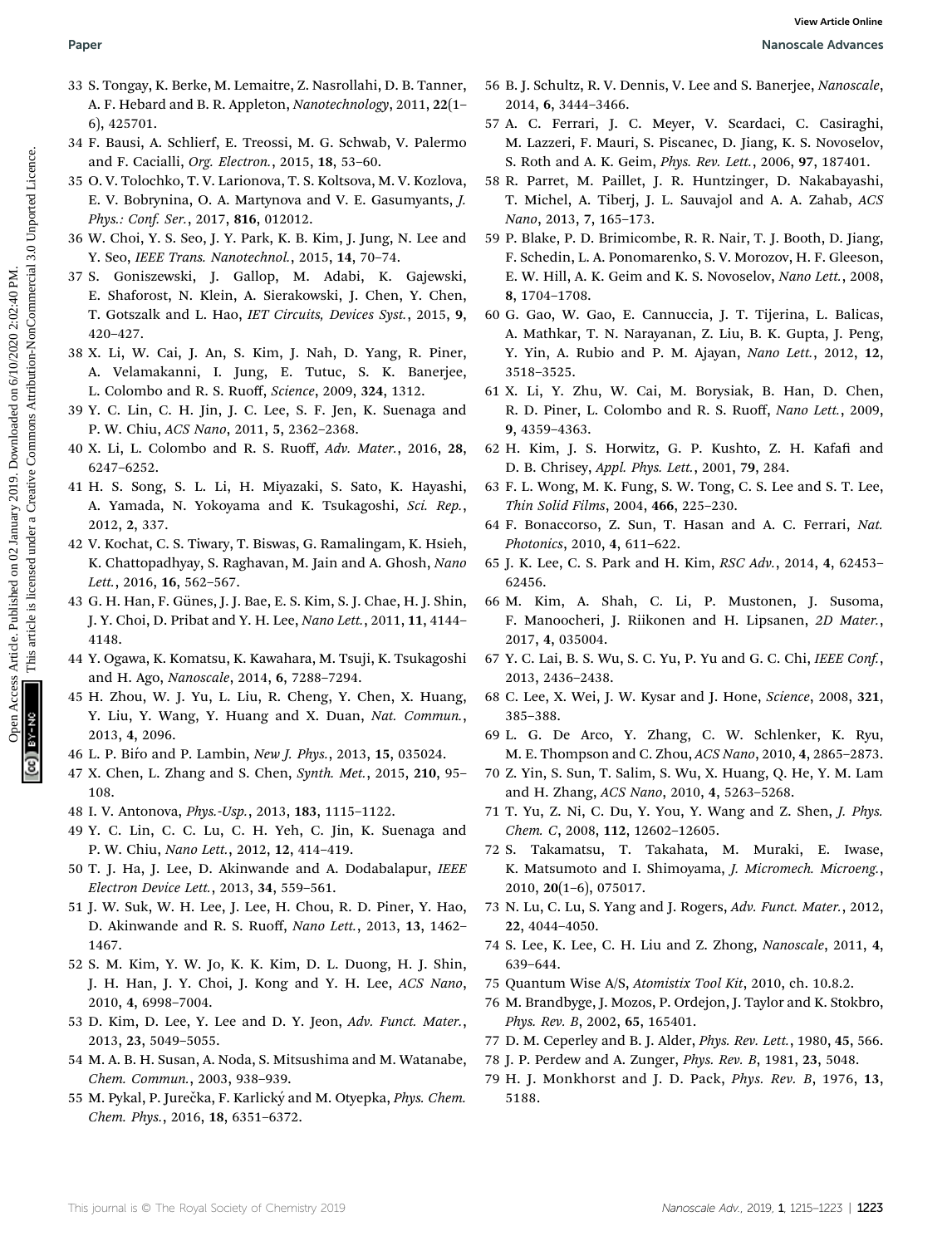33 S. Tongay, K. Berke, M. Lemaitre, Z. Nasrollahi, D. B. Tanner, A. F. Hebard and B. R. Appleton, *Nanotechnology*, 2011, **22**(1–6), 425701.

34 F. Bausi, A. Schlierf, E. Treossi, M. G. Schwab, V. Palermo and F. Cacialli, *Org. Electron.*, 2015, **18**, 53–60.

35 O. V. Tolochko, T. V. Larionova, T. S. Koltsova, M. V. Kozlova, E. V. Bobrynina, O. A. Martynova and V. E. Gasumyants, *J. Phys.: Conf. Ser.*, 2017, **816**, 012012.

36 W. Choi, Y. S. Seo, J. Y. Park, K. B. Kim, J. Jung, N. Lee and Y. Seo, *IEEE Trans. Nanotechnol.*, 2015, **14**, 70–74.

37 S. Goniszewski, J. Gallop, M. Adabi, K. Gajewski, E. Shaforost, N. Klein, A. Sierakowski, J. Chen, Y. Chen, T. Gotszalk and L. Hao, *IET Circuits, Devices Syst.*, 2015, **9**, 420–427.

38 X. Li, W. Cai, J. An, S. Kim, J. Nah, D. Yang, R. Piner, A. Velamakanni, I. Jung, E. Tutuc, S. K. Banerjee, L. Colombo and R. S. Ruoff, *Science*, 2009, **324**, 1312.

39 Y. C. Lin, C. H. Jin, J. C. Lee, S. F. Jen, K. Suenaga and P. W. Chiu, *ACS Nano*, 2011, **5**, 2362–2368.

40 X. Li, L. Colombo and R. S. Ruoff, *Adv. Mater.*, 2016, **28**, 6247–6252.

41 H. S. Song, S. L. Li, H. Miyazaki, S. Sato, K. Hayashi, A. Yamada, N. Yokoyama and K. Tsukagoshi, *Sci. Rep.*, 2012, **2**, 337.

42 V. Kochat, C. S. Tiwary, T. Biswas, G. Ramalingam, K. Hsieh, K. Chattopadhyay, S. Raghavan, M. Jain and A. Ghosh, *Nano Lett.*, 2016, **16**, 562–567.

43 G. H. Han, F. Günes, J. J. Bae, E. S. Kim, S. J. Chae, H. J. Shin, J. Y. Choi, D. Pribat and Y. H. Lee, *Nano Lett.*, 2011, **11**, 4144–4148.

44 Y. Ogawa, K. Komatsu, K. Kawahara, M. Tsuji, K. Tsukagoshi and H. Ago, *Nanoscale*, 2014, **6**, 7288–7294.

45 H. Zhou, W. J. Yu, L. Liu, R. Cheng, Y. Chen, X. Huang, Y. Liu, Y. Wang, Y. Huang and X. Duan, *Nat. Commun.*, 2013, **4**, 2096.

46 L. P. Biró and P. Lambin, *New J. Phys.*, 2013, **15**, 035024.

47 X. Chen, L. Zhang and S. Chen, *Synth. Met.*, 2015, **210**, 95–108.

48 I. V. Antonova, *Phys.-Usp.*, 2013, **183**, 1115–1122.

49 Y. C. Lin, C. C. Lu, C. H. Yeh, C. Jin, K. Suenaga and P. W. Chiu, *Nano Lett.*, 2012, **12**, 414–419.

50 T. J. Ha, J. Lee, D. Akinwande and A. Dodabalapur, *IEEE Electron Device Lett.*, 2013, **34**, 559–561.

51 J. W. Suk, W. H. Lee, J. Lee, H. Chou, R. D. Piner, Y. Hao, D. Akinwande and R. S. Ruoff, *Nano Lett.*, 2013, **13**, 1462–1467.

52 S. M. Kim, Y. W. Jo, K. K. Kim, D. L. Duong, H. J. Shin, J. H. Han, J. Y. Choi, J. Kong and Y. H. Lee, *ACS Nano*, 2010, **4**, 6998–7004.

53 D. Kim, D. Lee, Y. Lee and D. Y. Jeon, *Adv. Funct. Mater.*, 2013, **23**, 5049–5055.

54 M. A. B. H. Susan, A. Noda, S. Mitsushima and M. Watanabe, *Chem. Commun.*, 2003, 938–939.

55 M. Pykal, P. Jurečka, F. Karlický and M. Otyepka, *Phys. Chem. Chem. Phys.*, 2016, **18**, 6351–6372.

56 B. J. Schultz, R. V. Dennis, V. Lee and S. Banerjee, *Nanoscale*, 2014, **6**, 3444–3466.

57 A. C. Ferrari, J. C. Meyer, V. Scardaci, C. Casiraghi, M. Lazzeri, F. Mauri, S. Piscanec, D. Jiang, K. S. Novoselov, S. Roth and A. K. Geim, *Phys. Rev. Lett.*, 2006, **97**, 187401.

58 R. Parret, M. Paillet, J. R. Huntzinger, D. Nakabayashi, T. Michel, A. Tiberj, J. L. Sauvajol and A. A. Zahab, *ACS Nano*, 2013, **7**, 165–173.

59 P. Blake, P. D. Brimicombe, R. R. Nair, T. J. Booth, D. Jiang, F. Schedin, L. A. Ponomarenko, S. V. Morozov, H. F. Gleeson, E. W. Hill, A. K. Geim and K. S. Novoselov, *Nano Lett.*, 2008, **8**, 1704–1708.

60 G. Gao, W. Gao, E. Cannuccia, J. T. Tijerina, L. Balicas, A. Mathkar, T. N. Narayanan, Z. Liu, B. K. Gupta, J. Peng, Y. Yin, A. Rubio and P. M. Ajayan, *Nano Lett.*, 2012, **12**, 3518–3525.

61 X. Li, Y. Zhu, W. Cai, M. Borysiak, B. Han, D. Chen, R. D. Piner, L. Colombo and R. S. Ruoff, *Nano Lett.*, 2009, **9**, 4359–4363.

62 H. Kim, J. S. Horwitz, G. P. Kushto, Z. H. Kafafi and D. B. Chrisey, *Appl. Phys. Lett.*, 2001, **79**, 284.

63 F. L. Wong, M. K. Fung, S. W. Tong, C. S. Lee and S. T. Lee, *Thin Solid Films*, 2004, **466**, 225–230.

64 F. Bonaccorso, Z. Sun, T. Hasan and A. C. Ferrari, *Nat. Photonics*, 2010, **4**, 611–622.

65 J. K. Lee, C. S. Park and H. Kim, *RSC Adv.*, 2014, **4**, 62453–62456.

66 M. Kim, A. Shah, C. Li, P. Mustonen, J. Susoma, F. Manoocheri, J. Riikonen and H. Lipsanen, *2D Mater.*, 2017, **4**, 035004.

67 Y. C. Lai, B. S. Wu, S. C. Yu, P. Yu and G. C. Chi, *IEEE Conf.*, 2013, 2436–2438.

68 C. Lee, X. Wei, J. W. Kysar and J. Hone, *Science*, 2008, **321**, 385–388.

69 L. G. De Arco, Y. Zhang, C. W. Schlenker, K. Ryu, M. E. Thompson and C. Zhou, *ACS Nano*, 2010, **4**, 2865–2873.

70 Z. Yin, S. Sun, T. Salim, S. Wu, X. Huang, Q. He, Y. M. Lam and H. Zhang, *ACS Nano*, 2010, **4**, 5263–5268.

71 T. Yu, Z. Ni, C. Du, Y. You, Y. Wang and Z. Shen, *J. Phys. Chem. C*, 2008, **112**, 12602–12605.

72 S. Takamatsu, T. Takahata, M. Muraki, E. Iwase, K. Matsumoto and I. Shimoyama, *J. Micromech. Microeng.*, 2010, **20**(1–6), 075017.

73 N. Lu, C. Lu, S. Yang and J. Rogers, *Adv. Funct. Mater.*, 2012, **22**, 4044–4050.

74 S. Lee, K. Lee, C. H. Liu and Z. Zhong, *Nanoscale*, 2011, **4**, 639–644.

75 Quantum Wise A/S, *Atomistix Tool Kit*, 2010, ch. 10.8.2.

76 M. Brandbyge, J. Mozos, P. Ordejon, J. Taylor and K. Stokbro, *Phys. Rev. B*, 2002, **65**, 165401.

77 D. M. Ceperley and B. J. Alder, *Phys. Rev. Lett.*, 1980, **45**, 566.

78 J. P. Perdew and A. Zunger, *Phys. Rev. B*, 1981, **23**, 5048.

79 H. J. Monkhorst and J. D. Pack, *Phys. Rev. B*, 1976, **13**, 5188.